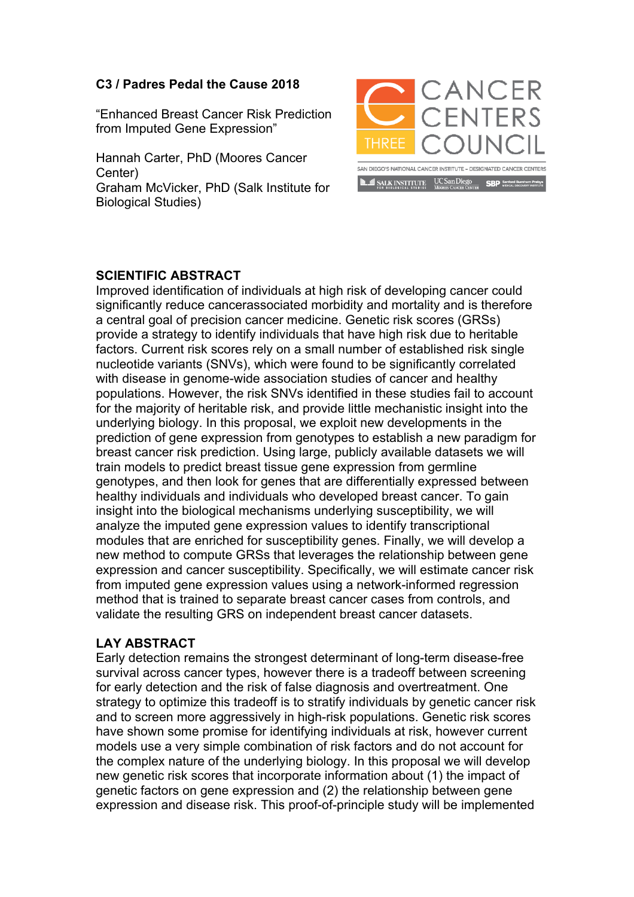**C3 / Padres Pedal the Cause 2018**

"Enhanced Breast Cancer Risk Prediction from Imputed Gene Expression"

Hannah Carter, PhD (Moores Cancer Center)
Graham McVicker, PhD (Salk Institute for Biological Studies)

CANCER CENTERS COUNCIL THREE

SAN DIEGO'S NATIONAL CANCER INSTITUTE – DESIGNATED CANCER CENTERS

SALK INSTITUTE FOR BIOLOGICAL STUDIES · UC San Diego Moores Cancer Center · SBP Sanford Burnham Prebys Medical Discovery Institute

## SCIENTIFIC ABSTRACT

Improved identification of individuals at high risk of developing cancer could significantly reduce cancerassociated morbidity and mortality and is therefore a central goal of precision cancer medicine. Genetic risk scores (GRSs) provide a strategy to identify individuals that have high risk due to heritable factors. Current risk scores rely on a small number of established risk single nucleotide variants (SNVs), which were found to be significantly correlated with disease in genome-wide association studies of cancer and healthy populations. However, the risk SNVs identified in these studies fail to account for the majority of heritable risk, and provide little mechanistic insight into the underlying biology. In this proposal, we exploit new developments in the prediction of gene expression from genotypes to establish a new paradigm for breast cancer risk prediction. Using large, publicly available datasets we will train models to predict breast tissue gene expression from germline genotypes, and then look for genes that are differentially expressed between healthy individuals and individuals who developed breast cancer. To gain insight into the biological mechanisms underlying susceptibility, we will analyze the imputed gene expression values to identify transcriptional modules that are enriched for susceptibility genes. Finally, we will develop a new method to compute GRSs that leverages the relationship between gene expression and cancer susceptibility. Specifically, we will estimate cancer risk from imputed gene expression values using a network-informed regression method that is trained to separate breast cancer cases from controls, and validate the resulting GRS on independent breast cancer datasets.

## LAY ABSTRACT

Early detection remains the strongest determinant of long-term disease-free survival across cancer types, however there is a tradeoff between screening for early detection and the risk of false diagnosis and overtreatment. One strategy to optimize this tradeoff is to stratify individuals by genetic cancer risk and to screen more aggressively in high-risk populations. Genetic risk scores have shown some promise for identifying individuals at risk, however current models use a very simple combination of risk factors and do not account for the complex nature of the underlying biology. In this proposal we will develop new genetic risk scores that incorporate information about (1) the impact of genetic factors on gene expression and (2) the relationship between gene expression and disease risk. This proof-of-principle study will be implemented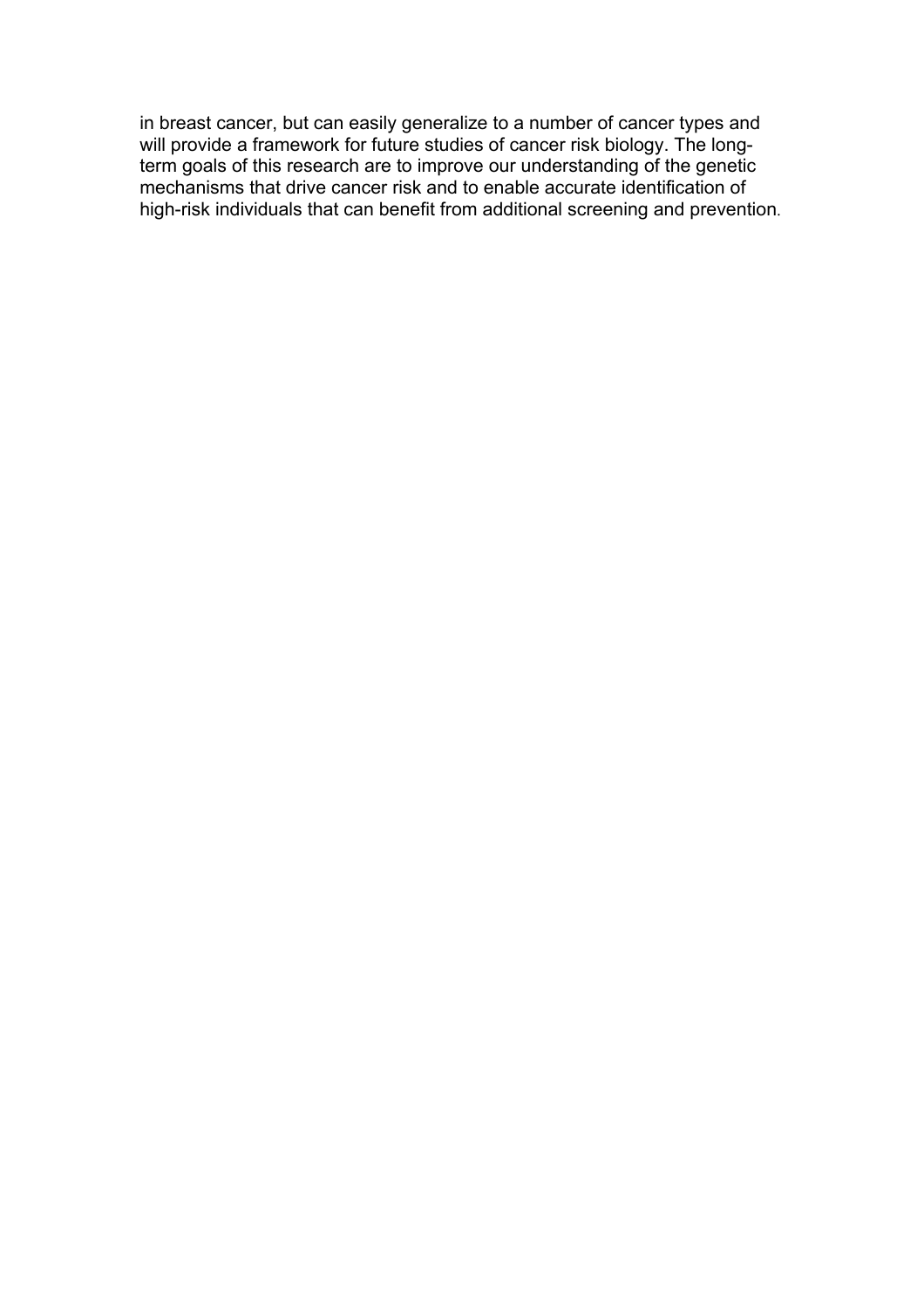in breast cancer, but can easily generalize to a number of cancer types and will provide a framework for future studies of cancer risk biology. The long-term goals of this research are to improve our understanding of the genetic mechanisms that drive cancer risk and to enable accurate identification of high-risk individuals that can benefit from additional screening and prevention.